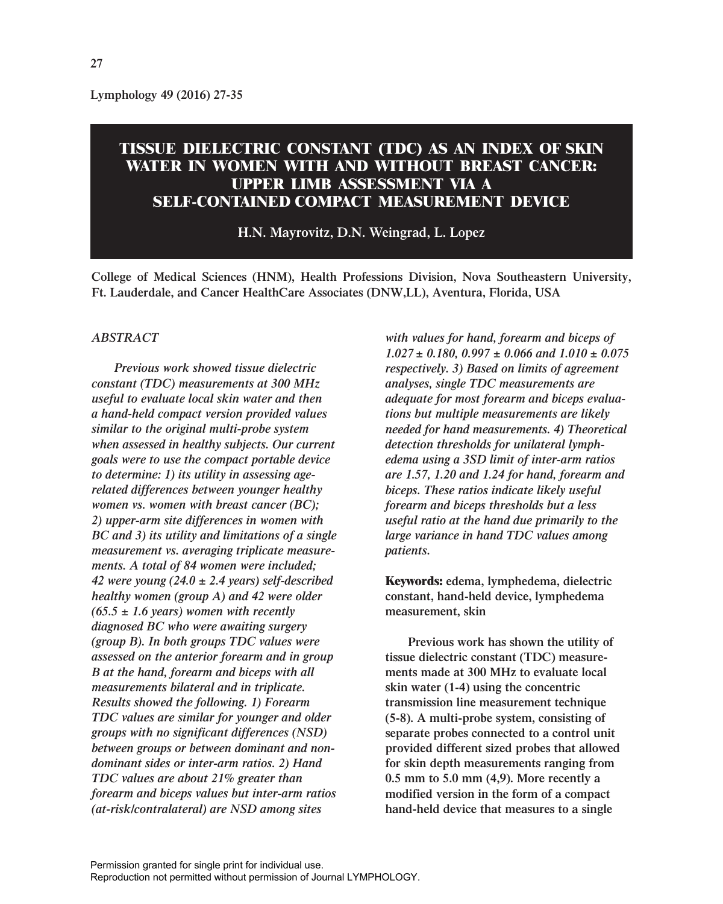# TISSUE DIELECTRIC CONSTANT (TDC) AS AN INDEX OF SKIN WATER IN WOMEN WITH AND WITHOUT BREAST CANCER: UPPER LIMB ASSESSMENT VIA A SELF-CONTAINED COMPACT MEASUREMENT DEVICE

H.N. Mayrovitz, D.N. Weingrad, L. Lopez

College of Medical Sciences (HNM), Health Professions Division, Nova Southeastern University, Ft. Lauderdale, and Cancer HealthCare Associates (DNW,LL), Aventura, Florida, USA

## ABSTRACT

*Previous work showed tissue dielectric constant (TDC) measurements at 300 MHz useful to evaluate local skin water and then a hand-held compact version provided values similar to the original multi-probe system when assessed in healthy subjects. Our current goals were to use the compact portable device to determine: 1) its utility in assessing age-related differences between younger healthy women vs. women with breast cancer (BC); 2) upper-arm site differences in women with BC and 3) its utility and limitations of a single measurement vs. averaging triplicate measurements. A total of 84 women were included; 42 were young (24.0 ± 2.4 years) self-described healthy women (group A) and 42 were older (65.5 ± 1.6 years) women with recently diagnosed BC who were awaiting surgery (group B). In both groups TDC values were assessed on the anterior forearm and in group B at the hand, forearm and biceps with all measurements bilateral and in triplicate. Results showed the following. 1) Forearm TDC values are similar for younger and older groups with no significant differences (NSD) between groups or between dominant and non-dominant sides or inter-arm ratios. 2) Hand TDC values are about 21% greater than forearm and biceps values but inter-arm ratios (at-risk/contralateral) are NSD among sites with values for hand, forearm and biceps of 1.027 ± 0.180, 0.997 ± 0.066 and 1.010 ± 0.075 respectively. 3) Based on limits of agreement analyses, single TDC measurements are adequate for most forearm and biceps evaluations but multiple measurements are likely needed for hand measurements. 4) Theoretical detection thresholds for unilateral lymphedema using a 3SD limit of inter-arm ratios are 1.57, 1.20 and 1.24 for hand, forearm and biceps. These ratios indicate likely useful forearm and biceps thresholds but a less useful ratio at the hand due primarily to the large variance in hand TDC values among patients.*

**Keywords:** edema, lymphedema, dielectric constant, hand-held device, lymphedema measurement, skin

Previous work has shown the utility of tissue dielectric constant (TDC) measurements made at 300 MHz to evaluate local skin water (1-4) using the concentric transmission line measurement technique (5-8). A multi-probe system, consisting of separate probes connected to a control unit provided different sized probes that allowed for skin depth measurements ranging from 0.5 mm to 5.0 mm (4,9). More recently a modified version in the form of a compact hand-held device that measures to a single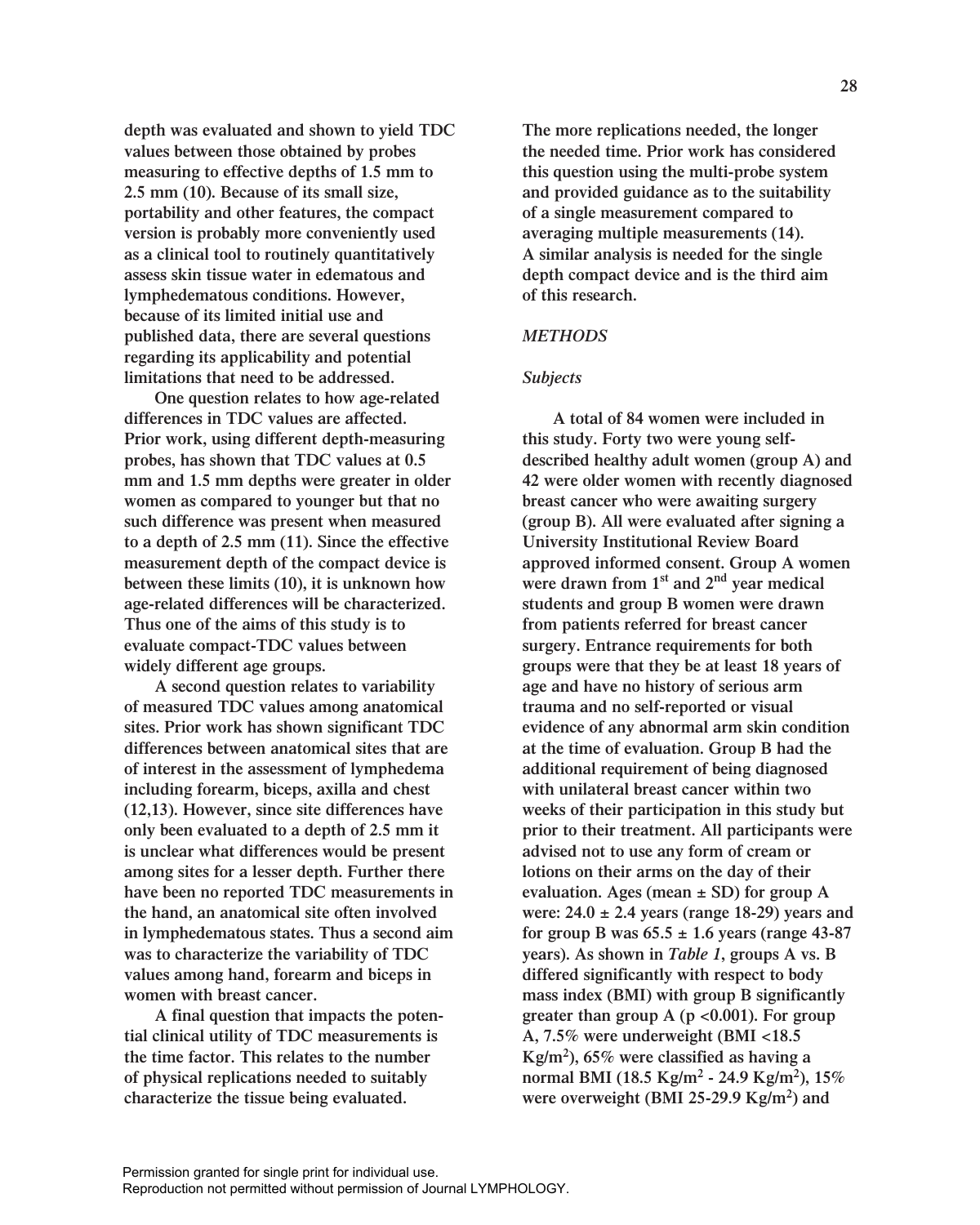depth was evaluated and shown to yield TDC values between those obtained by probes measuring to effective depths of 1.5 mm to 2.5 mm (10). Because of its small size, portability and other features, the compact version is probably more conveniently used as a clinical tool to routinely quantitatively assess skin tissue water in edematous and lymphedematous conditions. However, because of its limited initial use and published data, there are several questions regarding its applicability and potential limitations that need to be addressed.

One question relates to how age-related differences in TDC values are affected. Prior work, using different depth-measuring probes, has shown that TDC values at 0.5 mm and 1.5 mm depths were greater in older women as compared to younger but that no such difference was present when measured to a depth of 2.5 mm (11). Since the effective measurement depth of the compact device is between these limits (10), it is unknown how age-related differences will be characterized. Thus one of the aims of this study is to evaluate compact-TDC values between widely different age groups.

A second question relates to variability of measured TDC values among anatomical sites. Prior work has shown significant TDC differences between anatomical sites that are of interest in the assessment of lymphedema including forearm, biceps, axilla and chest (12,13). However, since site differences have only been evaluated to a depth of 2.5 mm it is unclear what differences would be present among sites for a lesser depth. Further there have been no reported TDC measurements in the hand, an anatomical site often involved in lymphedematous states. Thus a second aim was to characterize the variability of TDC values among hand, forearm and biceps in women with breast cancer.

A final question that impacts the potential clinical utility of TDC measurements is the time factor. This relates to the number of physical replications needed to suitably characterize the tissue being evaluated. The more replications needed, the longer the needed time. Prior work has considered this question using the multi-probe system and provided guidance as to the suitability of a single measurement compared to averaging multiple measurements (14). A similar analysis is needed for the single depth compact device and is the third aim of this research.

## *METHODS*

### *Subjects*

A total of 84 women were included in this study. Forty two were young self-described healthy adult women (group A) and 42 were older women with recently diagnosed breast cancer who were awaiting surgery (group B). All were evaluated after signing a University Institutional Review Board approved informed consent. Group A women were drawn from 1st and 2nd year medical students and group B women were drawn from patients referred for breast cancer surgery. Entrance requirements for both groups were that they be at least 18 years of age and have no history of serious arm trauma and no self-reported or visual evidence of any abnormal arm skin condition at the time of evaluation. Group B had the additional requirement of being diagnosed with unilateral breast cancer within two weeks of their participation in this study but prior to their treatment. All participants were advised not to use any form of cream or lotions on their arms on the day of their evaluation. Ages (mean ± SD) for group A were: 24.0 ± 2.4 years (range 18-29) years and for group B was 65.5 ± 1.6 years (range 43-87 years). As shown in *Table 1*, groups A vs. B differed significantly with respect to body mass index (BMI) with group B significantly greater than group A ($p < 0.001$). For group A, 7.5% were underweight (BMI <18.5 $Kg/m^2$), 65% were classified as having a normal BMI (18.5 $Kg/m^2$ - 24.9 $Kg/m^2$), 15% were overweight (BMI 25-29.9 $Kg/m^2$) and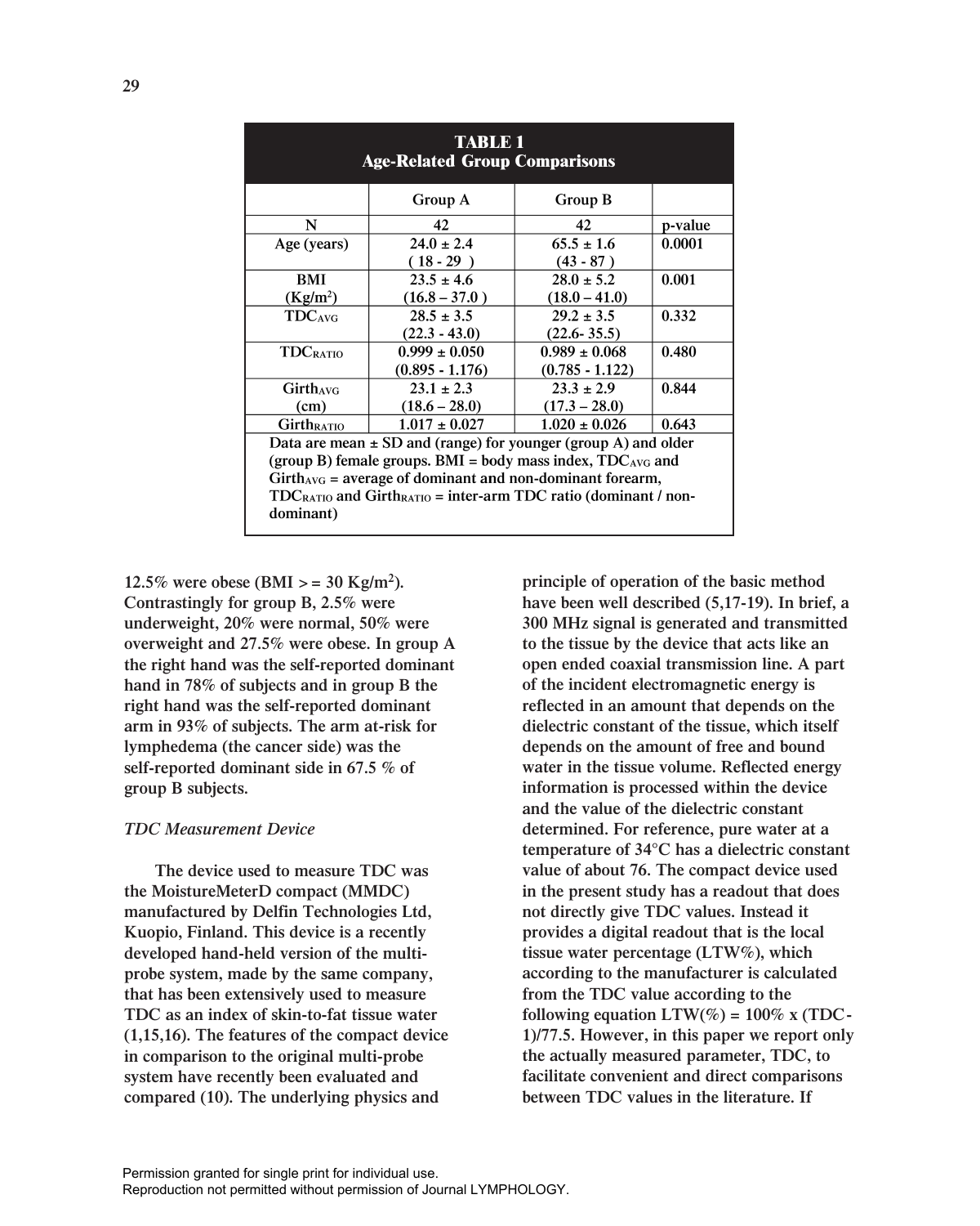**TABLE 1**
**Age-Related Group Comparisons**

| | Group A | Group B | |
|---|---|---|---|
| N | 42 | 42 | p-value |
| Age (years) | 24.0 ± 2.4 ( 18 - 29 ) | 65.5 ± 1.6 (43 - 87 ) | 0.0001 |
| BMI ($Kg/m^2$) | 23.5 ± 4.6 (16.8 – 37.0 ) | 28.0 ± 5.2 (18.0 – 41.0) | 0.001 |
| $TDC_{AVG}$ | 28.5 ± 3.5 (22.3 - 43.0) | 29.2 ± 3.5 (22.6- 35.5) | 0.332 |
| $TDC_{RATIO}$ | 0.999 ± 0.050 (0.895 - 1.176) | 0.989 ± 0.068 (0.785 - 1.122) | 0.480 |
| $Girth_{AVG}$ (cm) | 23.1 ± 2.3 (18.6 – 28.0) | 23.3 ± 2.9 (17.3 – 28.0) | 0.844 |
| $Girth_{RATIO}$ | 1.017 ± 0.027 | 1.020 ± 0.026 | 0.643 |

Data are mean ± SD and (range) for younger (group A) and older (group B) female groups. BMI = body mass index, $TDC_{AVG}$ and $Girth_{AVG}$ = average of dominant and non-dominant forearm, $TDC_{RATIO}$ and $Girth_{RATIO}$ = inter-arm TDC ratio (dominant / non-dominant)

12.5% were obese (BMI > = 30 $Kg/m^2$). Contrastingly for group B, 2.5% were underweight, 20% were normal, 50% were overweight and 27.5% were obese. In group A the right hand was the self-reported dominant hand in 78% of subjects and in group B the right hand was the self-reported dominant arm in 93% of subjects. The arm at-risk for lymphedema (the cancer side) was the self-reported dominant side in 67.5 % of group B subjects.

### *TDC Measurement Device*

The device used to measure TDC was the MoistureMeterD compact (MMDC) manufactured by Delfin Technologies Ltd, Kuopio, Finland. This device is a recently developed hand-held version of the multi-probe system, made by the same company, that has been extensively used to measure TDC as an index of skin-to-fat tissue water (1,15,16). The features of the compact device in comparison to the original multi-probe system have recently been evaluated and compared (10). The underlying physics and principle of operation of the basic method have been well described (5,17-19). In brief, a 300 MHz signal is generated and transmitted to the tissue by the device that acts like an open ended coaxial transmission line. A part of the incident electromagnetic energy is reflected in an amount that depends on the dielectric constant of the tissue, which itself depends on the amount of free and bound water in the tissue volume. Reflected energy information is processed within the device and the value of the dielectric constant determined. For reference, pure water at a temperature of 34°C has a dielectric constant value of about 76. The compact device used in the present study has a readout that does not directly give TDC values. Instead it provides a digital readout that is the local tissue water percentage (LTW%), which according to the manufacturer is calculated from the TDC value according to the following equation $LTW(\%) = 100\% \times (TDC-1)/77.5$. However, in this paper we report only the actually measured parameter, TDC, to facilitate convenient and direct comparisons between TDC values in the literature. If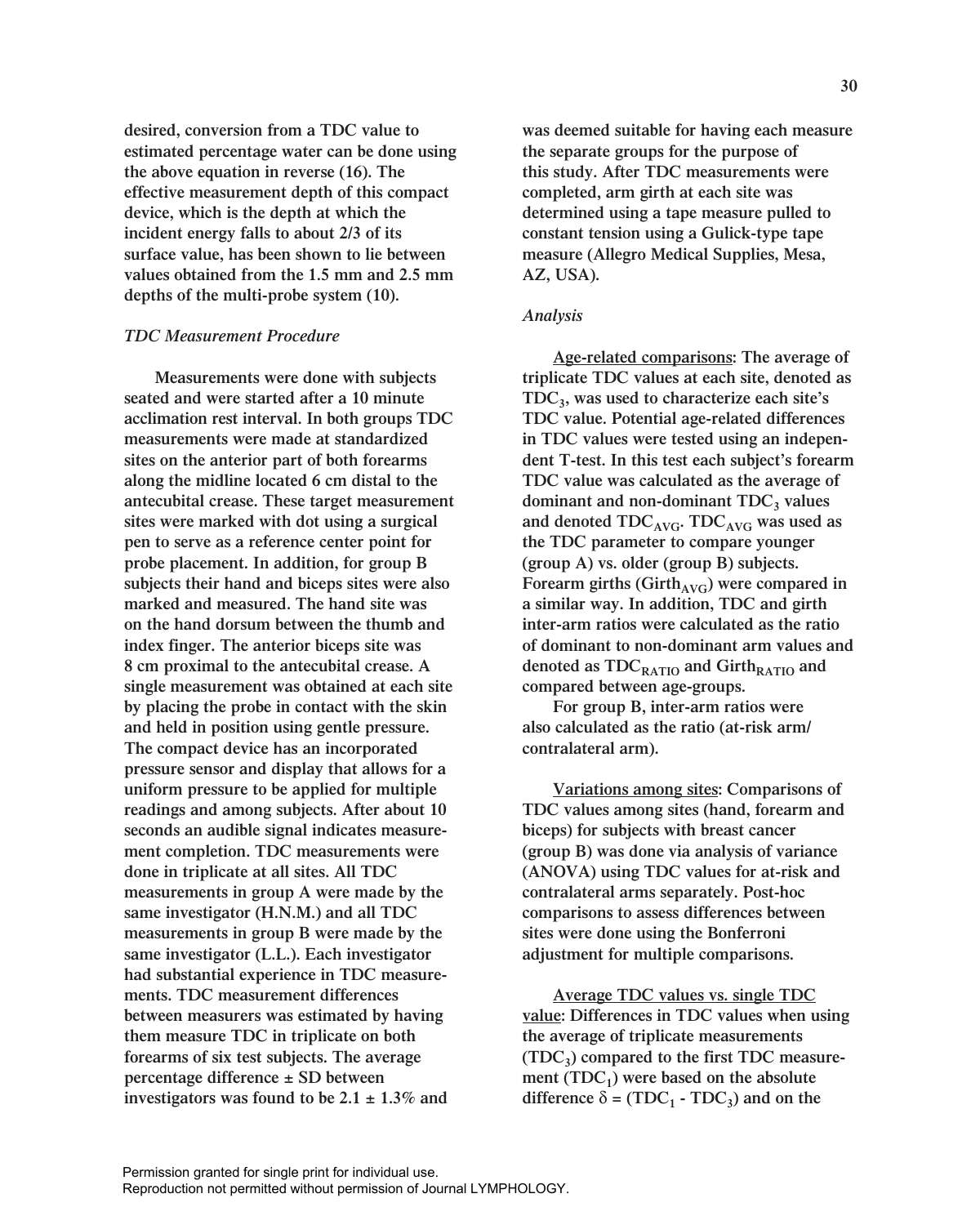desired, conversion from a TDC value to estimated percentage water can be done using the above equation in reverse (16). The effective measurement depth of this compact device, which is the depth at which the incident energy falls to about 2/3 of its surface value, has been shown to lie between values obtained from the 1.5 mm and 2.5 mm depths of the multi-probe system (10).

### *TDC Measurement Procedure*

Measurements were done with subjects seated and were started after a 10 minute acclimation rest interval. In both groups TDC measurements were made at standardized sites on the anterior part of both forearms along the midline located 6 cm distal to the antecubital crease. These target measurement sites were marked with dot using a surgical pen to serve as a reference center point for probe placement. In addition, for group B subjects their hand and biceps sites were also marked and measured. The hand site was on the hand dorsum between the thumb and index finger. The anterior biceps site was 8 cm proximal to the antecubital crease. A single measurement was obtained at each site by placing the probe in contact with the skin and held in position using gentle pressure. The compact device has an incorporated pressure sensor and display that allows for a uniform pressure to be applied for multiple readings and among subjects. After about 10 seconds an audible signal indicates measurement completion. TDC measurements were done in triplicate at all sites. All TDC measurements in group A were made by the same investigator (H.N.M.) and all TDC measurements in group B were made by the same investigator (L.L.). Each investigator had substantial experience in TDC measurements. TDC measurement differences between measurers was estimated by having them measure TDC in triplicate on both forearms of six test subjects. The average percentage difference ± SD between investigators was found to be 2.1 ± 1.3% and was deemed suitable for having each measure the separate groups for the purpose of this study. After TDC measurements were completed, arm girth at each site was determined using a tape measure pulled to constant tension using a Gulick-type tape measure (Allegro Medical Supplies, Mesa, AZ, USA).

### *Analysis*

Age-related comparisons: The average of triplicate TDC values at each site, denoted as $TDC_3$, was used to characterize each site's TDC value. Potential age-related differences in TDC values were tested using an independent T-test. In this test each subject's forearm TDC value was calculated as the average of dominant and non-dominant $TDC_3$ values and denoted $TDC_{AVG}$. $TDC_{AVG}$ was used as the TDC parameter to compare younger (group A) vs. older (group B) subjects. Forearm girths ($Girth_{AVG}$) were compared in a similar way. In addition, TDC and girth inter-arm ratios were calculated as the ratio of dominant to non-dominant arm values and denoted as $TDC_{RATIO}$ and $Girth_{RATIO}$ and compared between age-groups.

For group B, inter-arm ratios were also calculated as the ratio (at-risk arm/contralateral arm).

Variations among sites: Comparisons of TDC values among sites (hand, forearm and biceps) for subjects with breast cancer (group B) was done via analysis of variance (ANOVA) using TDC values for at-risk and contralateral arms separately. Post-hoc comparisons to assess differences between sites were done using the Bonferroni adjustment for multiple comparisons.

Average TDC values vs. single TDC value: Differences in TDC values when using the average of triplicate measurements ($TDC_3$) compared to the first TDC measurement ($TDC_1$) were based on the absolute difference $\delta = (TDC_1 - TDC_3)$ and on the

Permission granted for single print for individual use.
Reproduction not permitted without permission of Journal LYMPHOLOGY.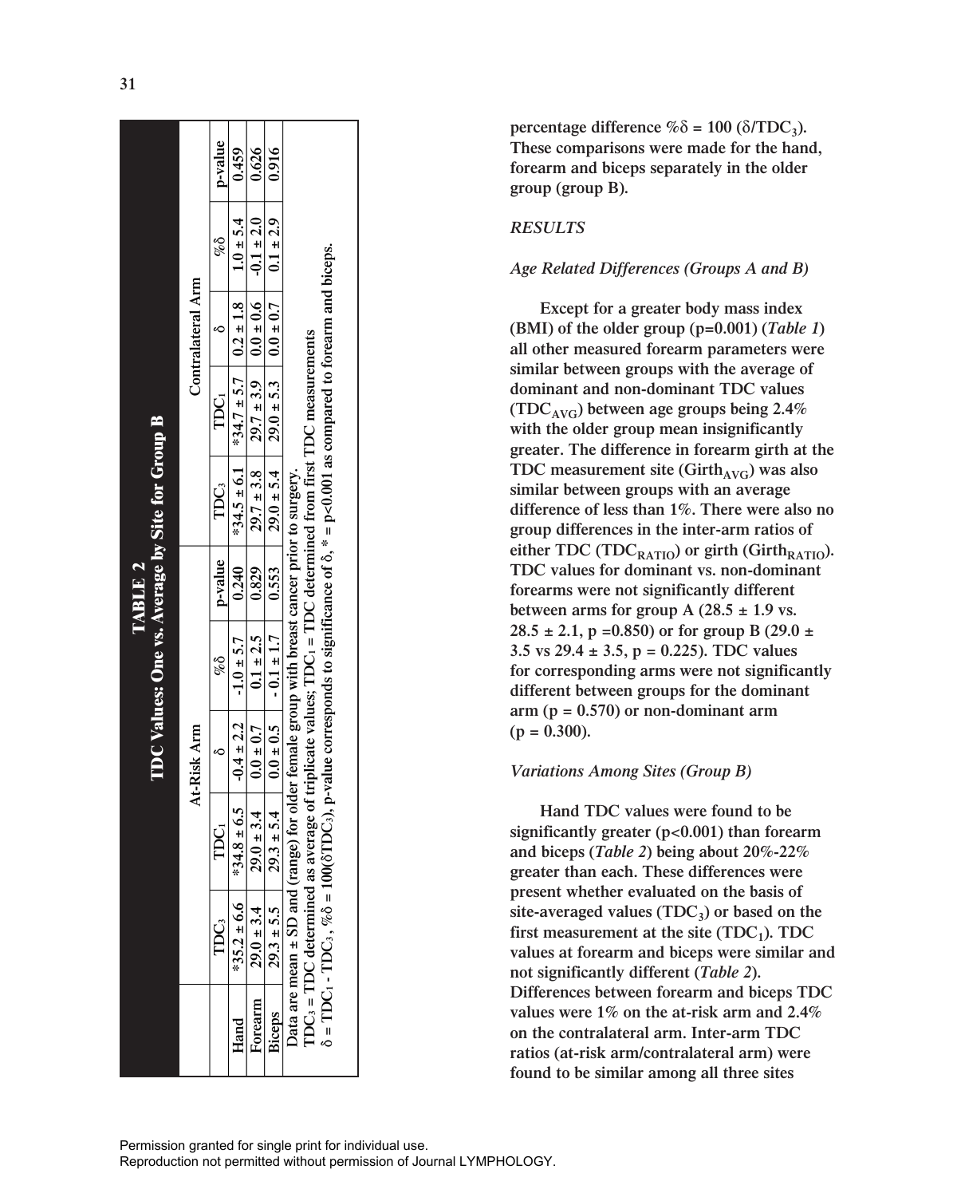**TABLE 2**
**TDC Values: One vs. Average by Site for Group B**

| | At-Risk Arm | | | | | Contralateral Arm | | | | |
|---|---|---|---|---|---|---|---|---|---|---|
| | $TDC_3$ | $TDC_1$ | $\delta$ | $\%\delta$ | p-value | $TDC_3$ | $TDC_1$ | $\delta$ | $\%\delta$ | p-value |
| Hand | *35.2 ± 6.6 | *34.8 ± 6.5 | -0.4 ± 2.2 | -1.0 ± 5.7 | 0.240 | *34.5 ± 6.1 | *34.7 ± 5.7 | 0.2 ± 1.8 | 1.0 ± 5.4 | 0.459 |
| Forearm | 29.0 ± 3.4 | 29.0 ± 3.4 | 0.0 ± 0.7 | 0.1 ± 2.5 | 0.829 | 29.7 ± 3.8 | 29.7 ± 3.9 | 0.0 ± 0.6 | -0.1 ± 2.0 | 0.626 |
| Biceps | 29.3 ± 5.5 | 29.3 ± 5.4 | 0.0 ± 0.5 | - 0.1 ± 1.7 | 0.553 | 29.0 ± 5.4 | 29.0 ± 5.3 | 0.0 ± 0.7 | 0.1 ± 2.9 | 0.916 |

Data are mean ± SD and (range) for older female group with breast cancer prior to surgery.
$TDC_3$ = TDC determined as average of triplicate values; $TDC_1$ = TDC determined from first TDC measurements
$\delta = TDC_1 - TDC_3$, $\%\delta = 100(\delta TDC_3)$, p-value corresponds to significance of $\delta$, * = p<0.001 as compared to forearm and biceps.

percentage difference $\%\delta = 100\ (\delta/TDC_3)$. These comparisons were made for the hand, forearm and biceps separately in the older group (group B).

## *RESULTS*

### *Age Related Differences (Groups A and B)*

Except for a greater body mass index (BMI) of the older group (p=0.001) (*Table 1*) all other measured forearm parameters were similar between groups with the average of dominant and non-dominant TDC values ($TDC_{AVG}$) between age groups being 2.4% with the older group mean insignificantly greater. The difference in forearm girth at the TDC measurement site ($Girth_{AVG}$) was also similar between groups with an average difference of less than 1%. There were also no group differences in the inter-arm ratios of either TDC ($TDC_{RATIO}$) or girth ($Girth_{RATIO}$). TDC values for dominant vs. non-dominant forearms were not significantly different between arms for group A (28.5 ± 1.9 vs. 28.5 ± 2.1, p =0.850) or for group B (29.0 ± 3.5 vs 29.4 ± 3.5, p = 0.225). TDC values for corresponding arms were not significantly different between groups for the dominant arm (p = 0.570) or non-dominant arm (p = 0.300).

### *Variations Among Sites (Group B)*

Hand TDC values were found to be significantly greater (p<0.001) than forearm and biceps (*Table 2*) being about 20%-22% greater than each. These differences were present whether evaluated on the basis of site-averaged values ($TDC_3$) or based on the first measurement at the site ($TDC_1$). TDC values at forearm and biceps were similar and not significantly different (*Table 2*). Differences between forearm and biceps TDC values were 1% on the at-risk arm and 2.4% on the contralateral arm. Inter-arm TDC ratios (at-risk arm/contralateral arm) were found to be similar among all three sites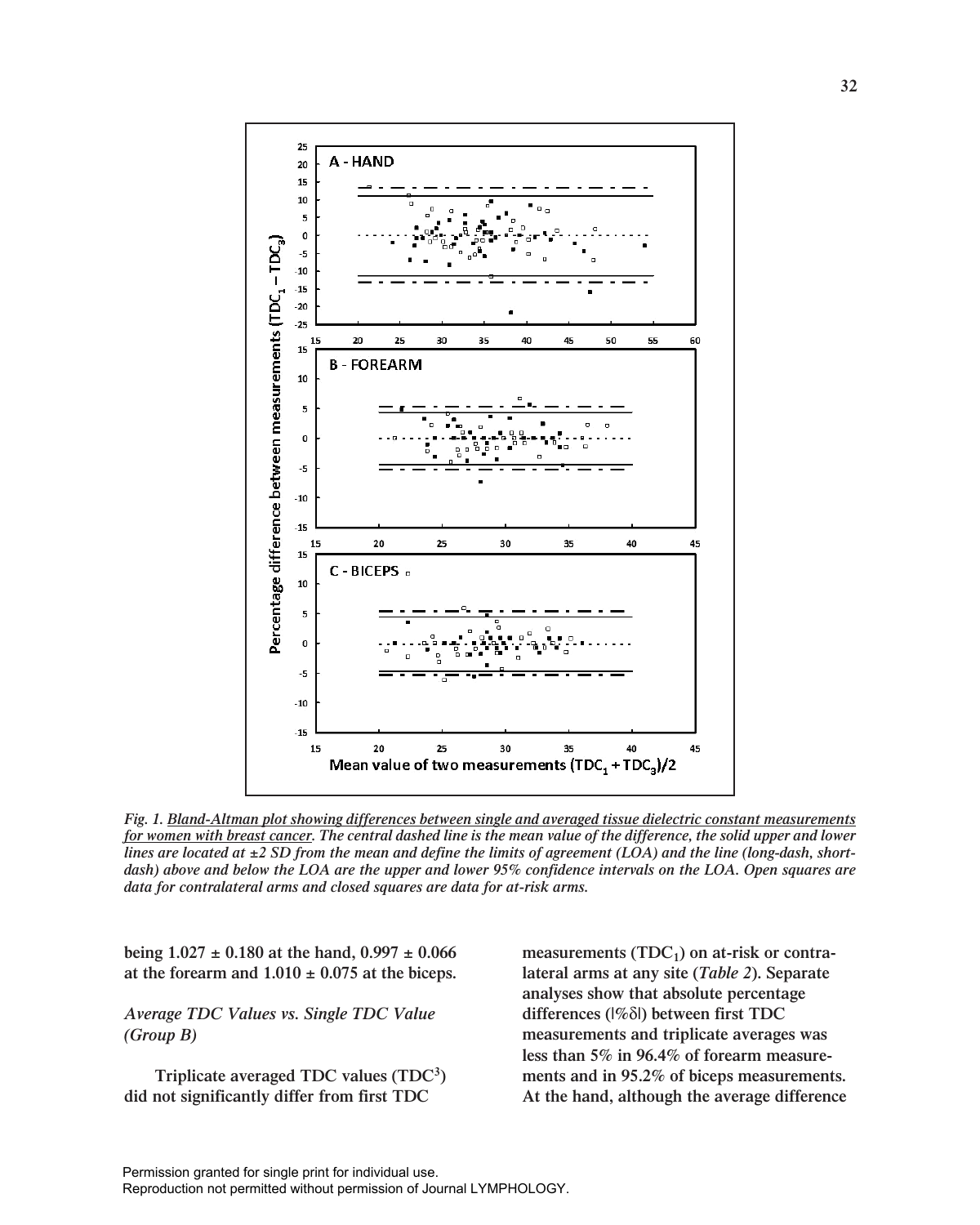*Fig. 1. Bland-Altman plot showing differences between single and averaged tissue dielectric constant measurements for women with breast cancer. The central dashed line is the mean value of the difference, the solid upper and lower lines are located at ±2 SD from the mean and define the limits of agreement (LOA) and the line (long-dash, short-dash) above and below the LOA are the upper and lower 95% confidence intervals on the LOA. Open squares are data for contralateral arms and closed squares are data for at-risk arms.*

**being 1.027 ± 0.180 at the hand, 0.997 ± 0.066 at the forearm and 1.010 ± 0.075 at the biceps.**

***Average TDC Values vs. Single TDC Value (Group B)***

**Triplicate averaged TDC values ($TDC^3$) did not significantly differ from first TDC measurements ($TDC_1$) on at-risk or contralateral arms at any site (*Table 2*). Separate analyses show that absolute percentage differences (|%δ|) between first TDC measurements and triplicate averages was less than 5% in 96.4% of forearm measurements and in 95.2% of biceps measurements. At the hand, although the average difference**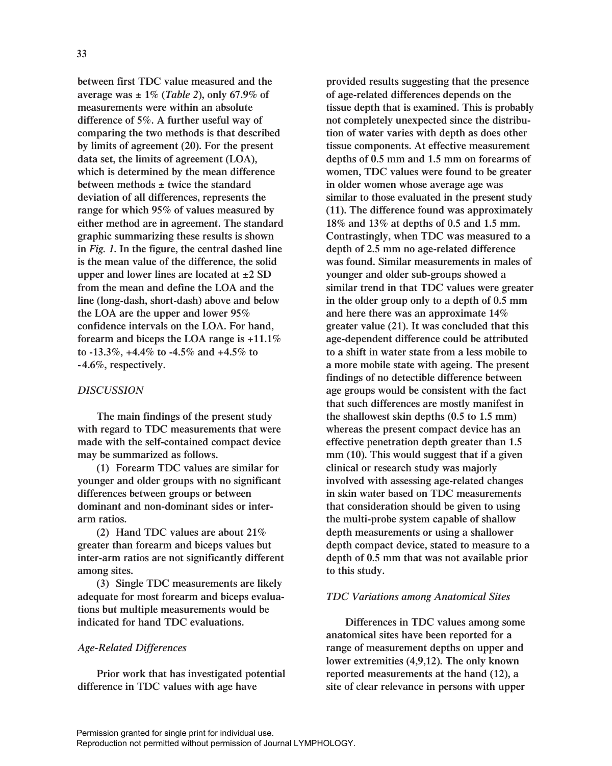between first TDC value measured and the average was ± 1% (*Table 2*), only 67.9% of measurements were within an absolute difference of 5%. A further useful way of comparing the two methods is that described by limits of agreement (20). For the present data set, the limits of agreement (LOA), which is determined by the mean difference between methods ± twice the standard deviation of all differences, represents the range for which 95% of values measured by either method are in agreement. The standard graphic summarizing these results is shown in *Fig. 1*. In the figure, the central dashed line is the mean value of the difference, the solid upper and lower lines are located at ±2 SD from the mean and define the LOA and the line (long-dash, short-dash) above and below the LOA are the upper and lower 95% confidence intervals on the LOA. For hand, forearm and biceps the LOA range is +11.1% to -13.3%, +4.4% to -4.5% and +4.5% to -4.6%, respectively.

## *DISCUSSION*

The main findings of the present study with regard to TDC measurements that were made with the self-contained compact device may be summarized as follows.

(1) Forearm TDC values are similar for younger and older groups with no significant differences between groups or between dominant and non-dominant sides or inter-arm ratios.

(2) Hand TDC values are about 21% greater than forearm and biceps values but inter-arm ratios are not significantly different among sites.

(3) Single TDC measurements are likely adequate for most forearm and biceps evaluations but multiple measurements would be indicated for hand TDC evaluations.

### *Age-Related Differences*

Prior work that has investigated potential difference in TDC values with age have provided results suggesting that the presence of age-related differences depends on the tissue depth that is examined. This is probably not completely unexpected since the distribution of water varies with depth as does other tissue components. At effective measurement depths of 0.5 mm and 1.5 mm on forearms of women, TDC values were found to be greater in older women whose average age was similar to those evaluated in the present study (11). The difference found was approximately 18% and 13% at depths of 0.5 and 1.5 mm. Contrastingly, when TDC was measured to a depth of 2.5 mm no age-related difference was found. Similar measurements in males of younger and older sub-groups showed a similar trend in that TDC values were greater in the older group only to a depth of 0.5 mm and here there was an approximate 14% greater value (21). It was concluded that this age-dependent difference could be attributed to a shift in water state from a less mobile to a more mobile state with ageing. The present findings of no detectible difference between age groups would be consistent with the fact that such differences are mostly manifest in the shallowest skin depths (0.5 to 1.5 mm) whereas the present compact device has an effective penetration depth greater than 1.5 mm (10). This would suggest that if a given clinical or research study was majorly involved with assessing age-related changes in skin water based on TDC measurements that consideration should be given to using the multi-probe system capable of shallow depth measurements or using a shallower depth compact device, stated to measure to a depth of 0.5 mm that was not available prior to this study.

### *TDC Variations among Anatomical Sites*

Differences in TDC values among some anatomical sites have been reported for a range of measurement depths on upper and lower extremities (4,9,12). The only known reported measurements at the hand (12), a site of clear relevance in persons with upper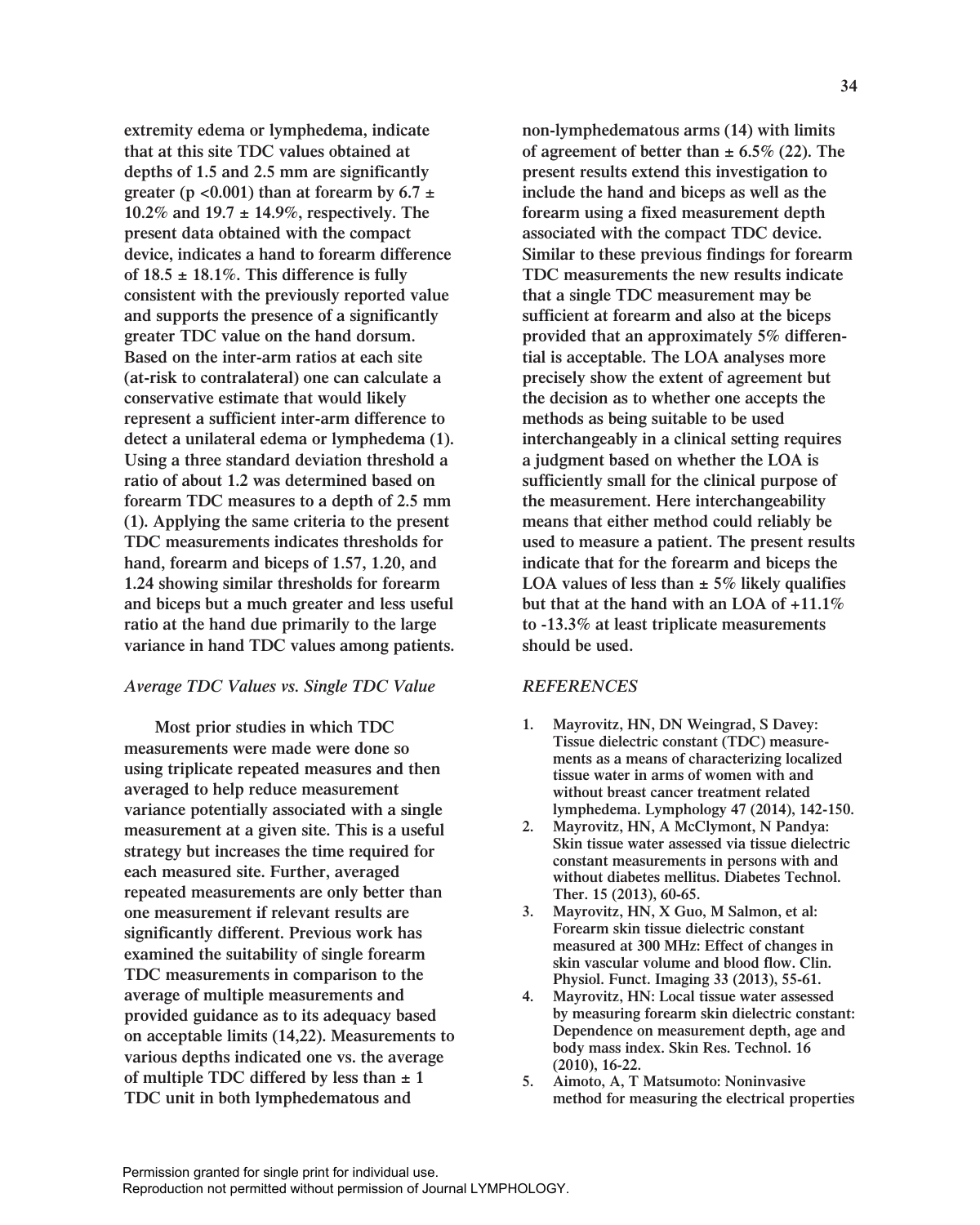extremity edema or lymphedema, indicate that at this site TDC values obtained at depths of 1.5 and 2.5 mm are significantly greater ($p < 0.001$) than at forearm by 6.7 ± 10.2% and 19.7 ± 14.9%, respectively. The present data obtained with the compact device, indicates a hand to forearm difference of 18.5 ± 18.1%. This difference is fully consistent with the previously reported value and supports the presence of a significantly greater TDC value on the hand dorsum. Based on the inter-arm ratios at each site (at-risk to contralateral) one can calculate a conservative estimate that would likely represent a sufficient inter-arm difference to detect a unilateral edema or lymphedema (1). Using a three standard deviation threshold a ratio of about 1.2 was determined based on forearm TDC measures to a depth of 2.5 mm (1). Applying the same criteria to the present TDC measurements indicates thresholds for hand, forearm and biceps of 1.57, 1.20, and 1.24 showing similar thresholds for forearm and biceps but a much greater and less useful ratio at the hand due primarily to the large variance in hand TDC values among patients.

### *Average TDC Values vs. Single TDC Value*

Most prior studies in which TDC measurements were made were done so using triplicate repeated measures and then averaged to help reduce measurement variance potentially associated with a single measurement at a given site. This is a useful strategy but increases the time required for each measured site. Further, averaged repeated measurements are only better than one measurement if relevant results are significantly different. Previous work has examined the suitability of single forearm TDC measurements in comparison to the average of multiple measurements and provided guidance as to its adequacy based on acceptable limits (14,22). Measurements to various depths indicated one vs. the average of multiple TDC differed by less than ± 1 TDC unit in both lymphedematous and non-lymphedematous arms (14) with limits of agreement of better than ± 6.5% (22). The present results extend this investigation to include the hand and biceps as well as the forearm using a fixed measurement depth associated with the compact TDC device. Similar to these previous findings for forearm TDC measurements the new results indicate that a single TDC measurement may be sufficient at forearm and also at the biceps provided that an approximately 5% differential is acceptable. The LOA analyses more precisely show the extent of agreement but the decision as to whether one accepts the methods as being suitable to be used interchangeably in a clinical setting requires a judgment based on whether the LOA is sufficiently small for the clinical purpose of the measurement. Here interchangeability means that either method could reliably be used to measure a patient. The present results indicate that for the forearm and biceps the LOA values of less than ± 5% likely qualifies but that at the hand with an LOA of +11.1% to -13.3% at least triplicate measurements should be used.

## *REFERENCES*

1. Mayrovitz, HN, DN Weingrad, S Davey: Tissue dielectric constant (TDC) measurements as a means of characterizing localized tissue water in arms of women with and without breast cancer treatment related lymphedema. Lymphology 47 (2014), 142-150.
2. Mayrovitz, HN, A McClymont, N Pandya: Skin tissue water assessed via tissue dielectric constant measurements in persons with and without diabetes mellitus. Diabetes Technol. Ther. 15 (2013), 60-65.
3. Mayrovitz, HN, X Guo, M Salmon, et al: Forearm skin tissue dielectric constant measured at 300 MHz: Effect of changes in skin vascular volume and blood flow. Clin. Physiol. Funct. Imaging 33 (2013), 55-61.
4. Mayrovitz, HN: Local tissue water assessed by measuring forearm skin dielectric constant: Dependence on measurement depth, age and body mass index. Skin Res. Technol. 16 (2010), 16-22.
5. Aimoto, A, T Matsumoto: Noninvasive method for measuring the electrical properties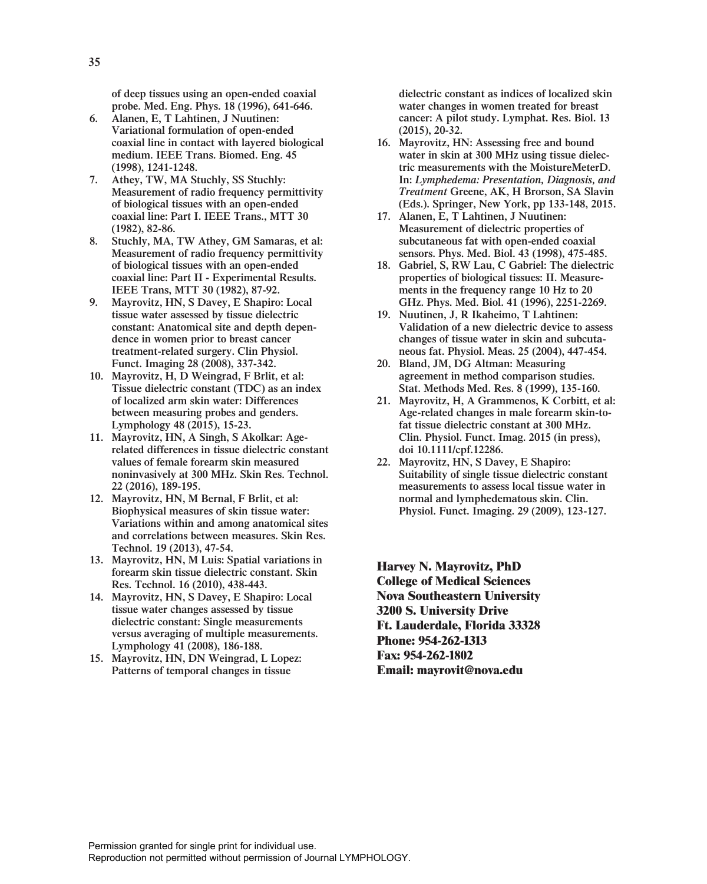of deep tissues using an open-ended coaxial probe. Med. Eng. Phys. 18 (1996), 641-646.

6. Alanen, E, T Lahtinen, J Nuutinen: Variational formulation of open-ended coaxial line in contact with layered biological medium. IEEE Trans. Biomed. Eng. 45 (1998), 1241-1248.
7. Athey, TW, MA Stuchly, SS Stuchly: Measurement of radio frequency permittivity of biological tissues with an open-ended coaxial line: Part I. IEEE Trans., MTT 30 (1982), 82-86.
8. Stuchly, MA, TW Athey, GM Samaras, et al: Measurement of radio frequency permittivity of biological tissues with an open-ended coaxial line: Part II - Experimental Results. IEEE Trans, MTT 30 (1982), 87-92.
9. Mayrovitz, HN, S Davey, E Shapiro: Local tissue water assessed by tissue dielectric constant: Anatomical site and depth dependence in women prior to breast cancer treatment-related surgery. Clin Physiol. Funct. Imaging 28 (2008), 337-342.
10. Mayrovitz, H, D Weingrad, F Brlit, et al: Tissue dielectric constant (TDC) as an index of localized arm skin water: Differences between measuring probes and genders. Lymphology 48 (2015), 15-23.
11. Mayrovitz, HN, A Singh, S Akolkar: Age-related differences in tissue dielectric constant values of female forearm skin measured noninvasively at 300 MHz. Skin Res. Technol. 22 (2016), 189-195.
12. Mayrovitz, HN, M Bernal, F Brlit, et al: Biophysical measures of skin tissue water: Variations within and among anatomical sites and correlations between measures. Skin Res. Technol. 19 (2013), 47-54.
13. Mayrovitz, HN, M Luis: Spatial variations in forearm skin tissue dielectric constant. Skin Res. Technol. 16 (2010), 438-443.
14. Mayrovitz, HN, S Davey, E Shapiro: Local tissue water changes assessed by tissue dielectric constant: Single measurements versus averaging of multiple measurements. Lymphology 41 (2008), 186-188.
15. Mayrovitz, HN, DN Weingrad, L Lopez: Patterns of temporal changes in tissue dielectric constant as indices of localized skin water changes in women treated for breast cancer: A pilot study. Lymphat. Res. Biol. 13 (2015), 20-32.
16. Mayrovitz, HN: Assessing free and bound water in skin at 300 MHz using tissue dielectric measurements with the MoistureMeterD. In: *Lymphedema: Presentation, Diagnosis, and Treatment* Greene, AK, H Brorson, SA Slavin (Eds.). Springer, New York, pp 133-148, 2015.
17. Alanen, E, T Lahtinen, J Nuutinen: Measurement of dielectric properties of subcutaneous fat with open-ended coaxial sensors. Phys. Med. Biol. 43 (1998), 475-485.
18. Gabriel, S, RW Lau, C Gabriel: The dielectric properties of biological tissues: II. Measurements in the frequency range 10 Hz to 20 GHz. Phys. Med. Biol. 41 (1996), 2251-2269.
19. Nuutinen, J, R Ikaheimo, T Lahtinen: Validation of a new dielectric device to assess changes of tissue water in skin and subcutaneous fat. Physiol. Meas. 25 (2004), 447-454.
20. Bland, JM, DG Altman: Measuring agreement in method comparison studies. Stat. Methods Med. Res. 8 (1999), 135-160.
21. Mayrovitz, H, A Grammenos, K Corbitt, et al: Age-related changes in male forearm skin-to-fat tissue dielectric constant at 300 MHz. Clin. Physiol. Funct. Imag. 2015 (in press), doi 10.1111/cpf.12286.
22. Mayrovitz, HN, S Davey, E Shapiro: Suitability of single tissue dielectric constant measurements to assess local tissue water in normal and lymphedematous skin. Clin. Physiol. Funct. Imaging. 29 (2009), 123-127.

**Harvey N. Mayrovitz, PhD**
**College of Medical Sciences**
**Nova Southeastern University**
**3200 S. University Drive**
**Ft. Lauderdale, Florida 33328**
**Phone: 954-262-1313**
**Fax: 954-262-1802**
**Email: mayrovit@nova.edu**

Permission granted for single print for individual use.
Reproduction not permitted without permission of Journal LYMPHOLOGY.